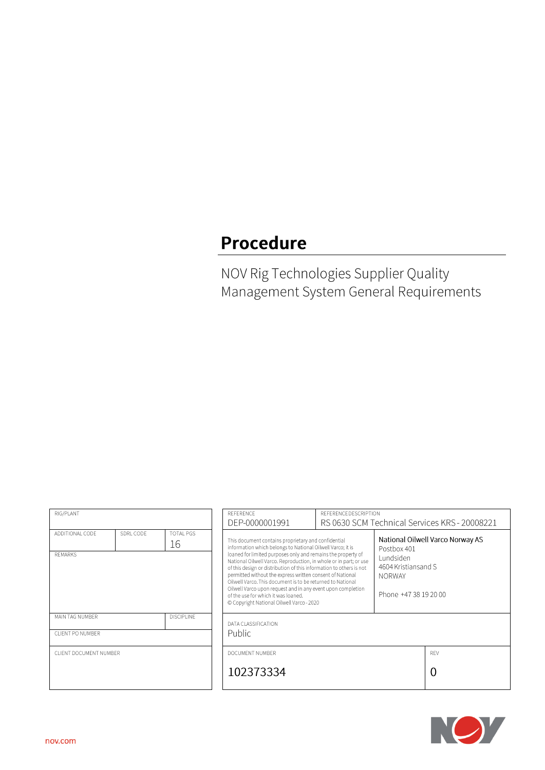# Procedure

NOV Rig Technologies Supplier Quality Management System General Requirements

| RIG/PLANT | | |
|---|---|---|
| ADDITIONAL CODE | SDRL CODE | TOTAL PGS<br>16 |
| REMARKS | | |
| MAIN TAG NUMBER | | DISCIPLINE |
| CLIENT PO NUMBER | | |
| CLIENT DOCUMENT NUMBER | | |

| REFERENCE<br>DEP-0000001991 | REFERENCE DESCRIPTION<br>RS 0630 SCM Technical Services KRS - 20008221 |
|---|---|
| This document contains proprietary and confidential information which belongs to National Oilwell Varco; it is loaned for limited purposes only and remains the property of National Oilwell Varco. Reproduction, in whole or in part; or use of this design or distribution of this information to others is not permitted without the express written consent of National Oilwell Varco. This document is to be returned to National Oilwell Varco upon request and in any event upon completion of the use for which it was loaned.<br>© Copyright National Oilwell Varco - 2020 | National Oilwell Varco Norway AS<br>Postbox 401<br>Lundsiden<br>4604 Kristiansand S<br>NORWAY<br><br>Phone +47 38 19 20 00 |
| DATA CLASSIFICATION<br>Public | |
| DOCUMENT NUMBER<br>102373334 | REV<br>0 |

nov.com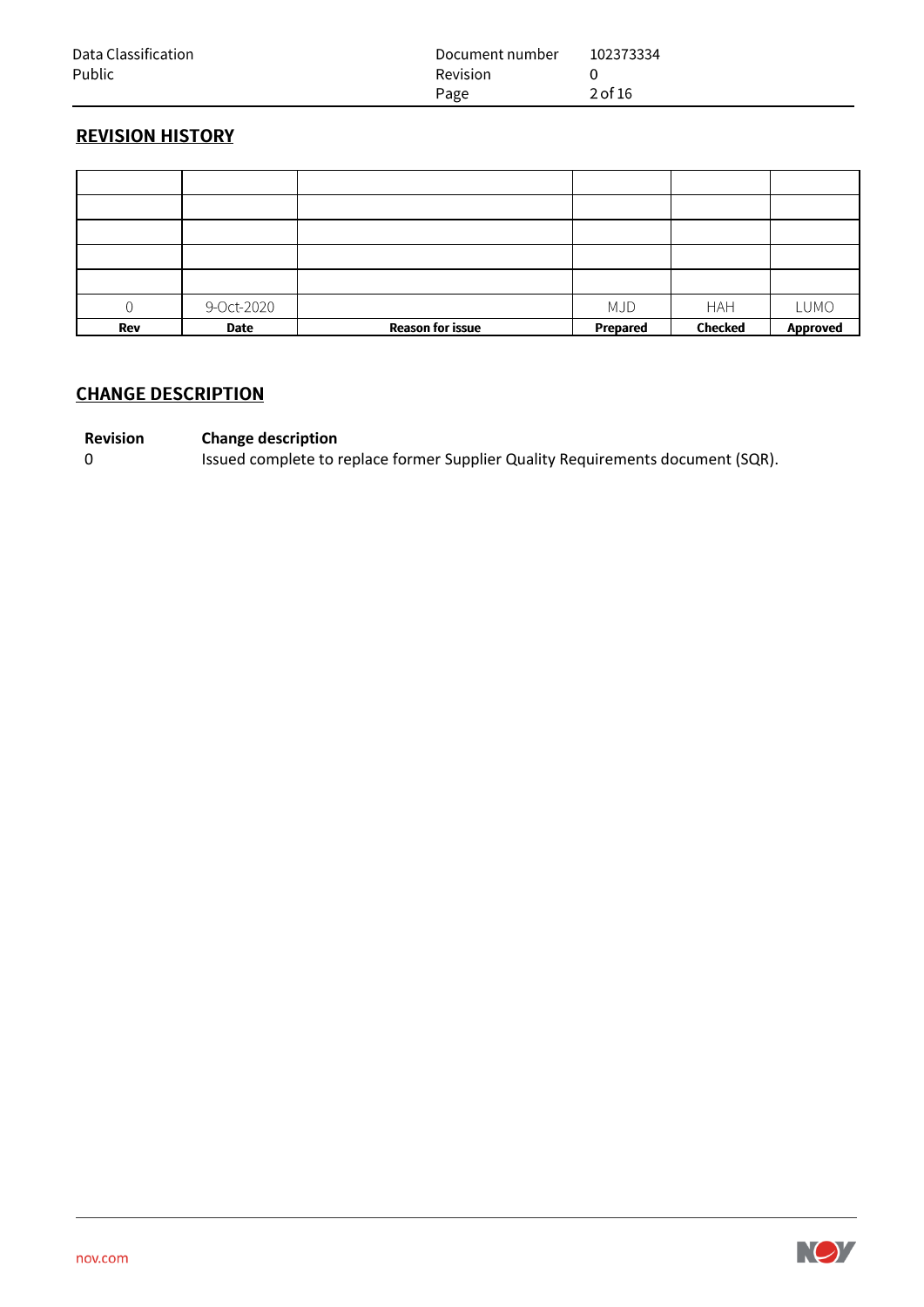## REVISION HISTORY

| Rev | Date | Reason for issue | Prepared | Checked | Approved |
|---|---|---|---|---|---|
| | | | | | |
| | | | | | |
| | | | | | |
| | | | | | |
| | | | | | |
| 0 | 9-Oct-2020 | | MJD | HAH | LUMO |

## CHANGE DESCRIPTION

| Revision | Change description |
|---|---|
| 0 | Issued complete to replace former Supplier Quality Requirements document (SQR). |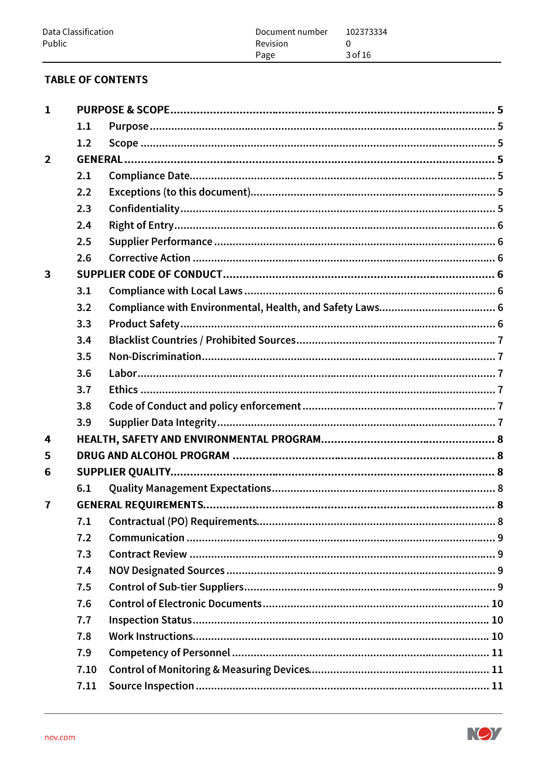## TABLE OF CONTENTS

- **1 PURPOSE & SCOPE** ..... 5
  - 1.1 Purpose ..... 5
  - 1.2 Scope ..... 5
- **2 GENERAL** ..... 5
  - 2.1 Compliance Date ..... 5
  - 2.2 Exceptions (to this document) ..... 5
  - 2.3 Confidentiality ..... 5
  - 2.4 Right of Entry ..... 6
  - 2.5 Supplier Performance ..... 6
  - 2.6 Corrective Action ..... 6
- **3 SUPPLIER CODE OF CONDUCT** ..... 6
  - 3.1 Compliance with Local Laws ..... 6
  - 3.2 Compliance with Environmental, Health, and Safety Laws ..... 6
  - 3.3 Product Safety ..... 6
  - 3.4 Blacklist Countries / Prohibited Sources ..... 7
  - 3.5 Non-Discrimination ..... 7
  - 3.6 Labor ..... 7
  - 3.7 Ethics ..... 7
  - 3.8 Code of Conduct and policy enforcement ..... 7
  - 3.9 Supplier Data Integrity ..... 7
- **4 HEALTH, SAFETY AND ENVIRONMENTAL PROGRAM** ..... 8
- **5 DRUG AND ALCOHOL PROGRAM** ..... 8
- **6 SUPPLIER QUALITY** ..... 8
  - 6.1 Quality Management Expectations ..... 8
- **7 GENERAL REQUIREMENTS** ..... 8
  - 7.1 Contractual (PO) Requirements ..... 8
  - 7.2 Communication ..... 9
  - 7.3 Contract Review ..... 9
  - 7.4 NOV Designated Sources ..... 9
  - 7.5 Control of Sub-tier Suppliers ..... 9
  - 7.6 Control of Electronic Documents ..... 10
  - 7.7 Inspection Status ..... 10
  - 7.8 Work Instructions ..... 10
  - 7.9 Competency of Personnel ..... 11
  - 7.10 Control of Monitoring & Measuring Devices ..... 11
  - 7.11 Source Inspection ..... 11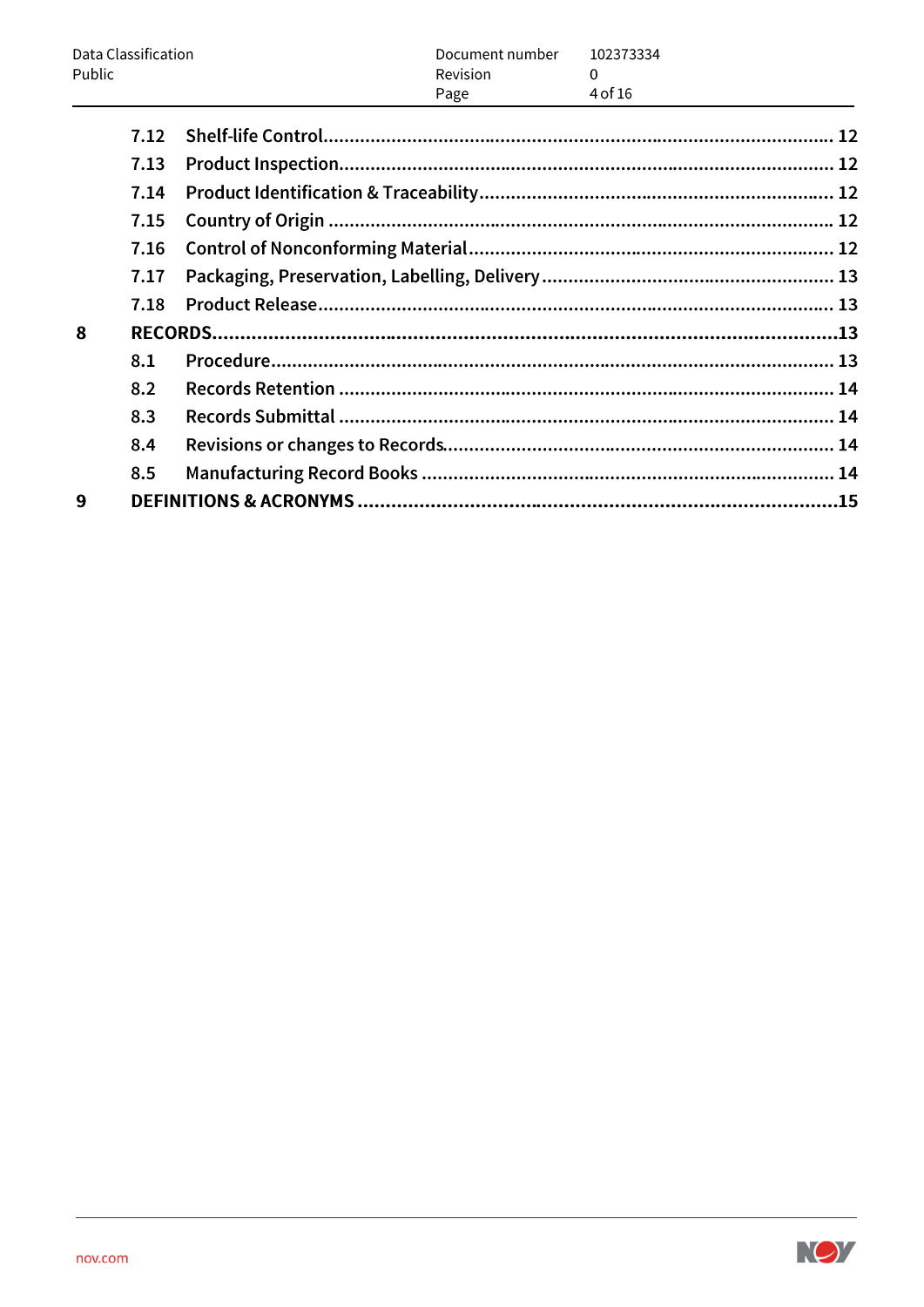| | | |
|---|---|---|
| 7.12 | Shelf-life Control | 12 |
| 7.13 | Product Inspection | 12 |
| 7.14 | Product Identification & Traceability | 12 |
| 7.15 | Country of Origin | 12 |
| 7.16 | Control of Nonconforming Material | 12 |
| 7.17 | Packaging, Preservation, Labelling, Delivery | 13 |
| 7.18 | Product Release | 13 |
| **8** | **RECORDS** | **13** |
| 8.1 | Procedure | 13 |
| 8.2 | Records Retention | 14 |
| 8.3 | Records Submittal | 14 |
| 8.4 | Revisions or changes to Records | 14 |
| 8.5 | Manufacturing Record Books | 14 |
| **9** | **DEFINITIONS & ACRONYMS** | **15** |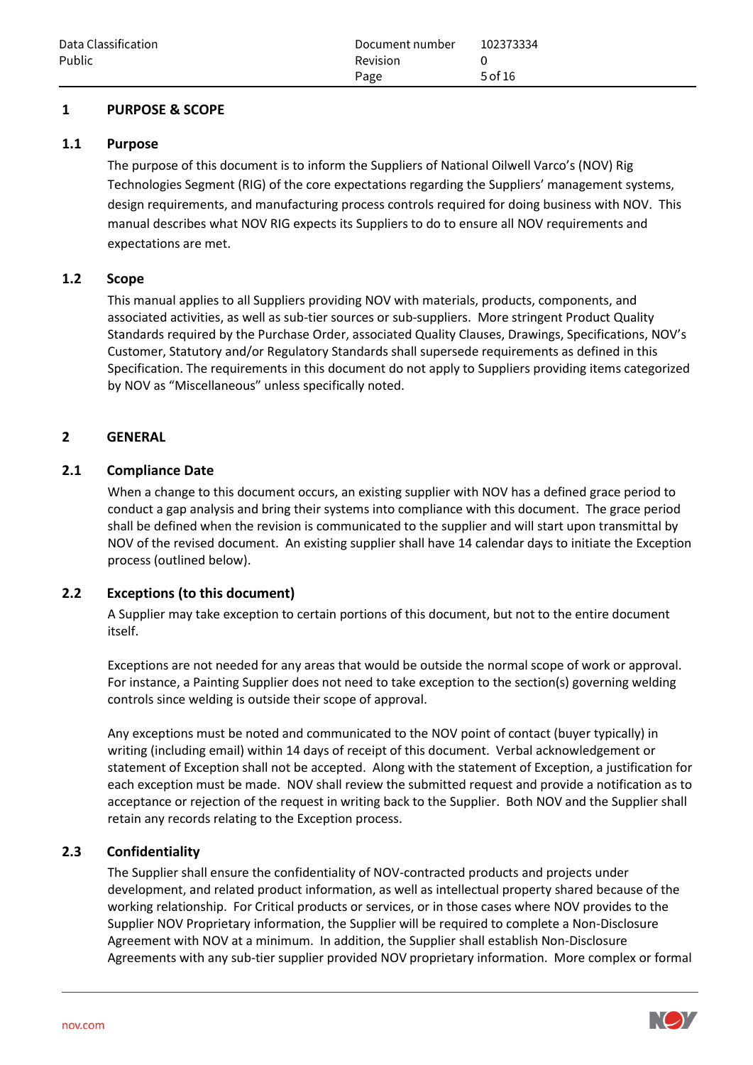# 1 PURPOSE & SCOPE

## 1.1 Purpose

The purpose of this document is to inform the Suppliers of National Oilwell Varco's (NOV) Rig Technologies Segment (RIG) of the core expectations regarding the Suppliers' management systems, design requirements, and manufacturing process controls required for doing business with NOV. This manual describes what NOV RIG expects its Suppliers to do to ensure all NOV requirements and expectations are met.

## 1.2 Scope

This manual applies to all Suppliers providing NOV with materials, products, components, and associated activities, as well as sub-tier sources or sub-suppliers. More stringent Product Quality Standards required by the Purchase Order, associated Quality Clauses, Drawings, Specifications, NOV's Customer, Statutory and/or Regulatory Standards shall supersede requirements as defined in this Specification. The requirements in this document do not apply to Suppliers providing items categorized by NOV as "Miscellaneous" unless specifically noted.

# 2 GENERAL

## 2.1 Compliance Date

When a change to this document occurs, an existing supplier with NOV has a defined grace period to conduct a gap analysis and bring their systems into compliance with this document. The grace period shall be defined when the revision is communicated to the supplier and will start upon transmittal by NOV of the revised document. An existing supplier shall have 14 calendar days to initiate the Exception process (outlined below).

## 2.2 Exceptions (to this document)

A Supplier may take exception to certain portions of this document, but not to the entire document itself.

Exceptions are not needed for any areas that would be outside the normal scope of work or approval. For instance, a Painting Supplier does not need to take exception to the section(s) governing welding controls since welding is outside their scope of approval.

Any exceptions must be noted and communicated to the NOV point of contact (buyer typically) in writing (including email) within 14 days of receipt of this document. Verbal acknowledgement or statement of Exception shall not be accepted. Along with the statement of Exception, a justification for each exception must be made. NOV shall review the submitted request and provide a notification as to acceptance or rejection of the request in writing back to the Supplier. Both NOV and the Supplier shall retain any records relating to the Exception process.

## 2.3 Confidentiality

The Supplier shall ensure the confidentiality of NOV-contracted products and projects under development, and related product information, as well as intellectual property shared because of the working relationship. For Critical products or services, or in those cases where NOV provides to the Supplier NOV Proprietary information, the Supplier will be required to complete a Non-Disclosure Agreement with NOV at a minimum. In addition, the Supplier shall establish Non-Disclosure Agreements with any sub-tier supplier provided NOV proprietary information. More complex or formal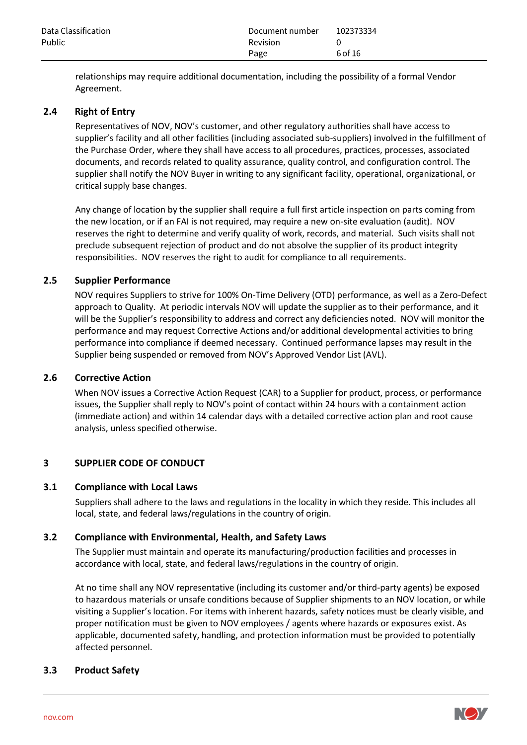relationships may require additional documentation, including the possibility of a formal Vendor Agreement.

### 2.4 Right of Entry

Representatives of NOV, NOV's customer, and other regulatory authorities shall have access to supplier's facility and all other facilities (including associated sub-suppliers) involved in the fulfillment of the Purchase Order, where they shall have access to all procedures, practices, processes, associated documents, and records related to quality assurance, quality control, and configuration control. The supplier shall notify the NOV Buyer in writing to any significant facility, operational, organizational, or critical supply base changes.

Any change of location by the supplier shall require a full first article inspection on parts coming from the new location, or if an FAI is not required, may require a new on-site evaluation (audit). NOV reserves the right to determine and verify quality of work, records, and material. Such visits shall not preclude subsequent rejection of product and do not absolve the supplier of its product integrity responsibilities. NOV reserves the right to audit for compliance to all requirements.

### 2.5 Supplier Performance

NOV requires Suppliers to strive for 100% On-Time Delivery (OTD) performance, as well as a Zero-Defect approach to Quality. At periodic intervals NOV will update the supplier as to their performance, and it will be the Supplier's responsibility to address and correct any deficiencies noted. NOV will monitor the performance and may request Corrective Actions and/or additional developmental activities to bring performance into compliance if deemed necessary. Continued performance lapses may result in the Supplier being suspended or removed from NOV's Approved Vendor List (AVL).

### 2.6 Corrective Action

When NOV issues a Corrective Action Request (CAR) to a Supplier for product, process, or performance issues, the Supplier shall reply to NOV's point of contact within 24 hours with a containment action (immediate action) and within 14 calendar days with a detailed corrective action plan and root cause analysis, unless specified otherwise.

## 3 SUPPLIER CODE OF CONDUCT

### 3.1 Compliance with Local Laws

Suppliers shall adhere to the laws and regulations in the locality in which they reside. This includes all local, state, and federal laws/regulations in the country of origin.

### 3.2 Compliance with Environmental, Health, and Safety Laws

The Supplier must maintain and operate its manufacturing/production facilities and processes in accordance with local, state, and federal laws/regulations in the country of origin.

At no time shall any NOV representative (including its customer and/or third-party agents) be exposed to hazardous materials or unsafe conditions because of Supplier shipments to an NOV location, or while visiting a Supplier's location. For items with inherent hazards, safety notices must be clearly visible, and proper notification must be given to NOV employees / agents where hazards or exposures exist. As applicable, documented safety, handling, and protection information must be provided to potentially affected personnel.

### 3.3 Product Safety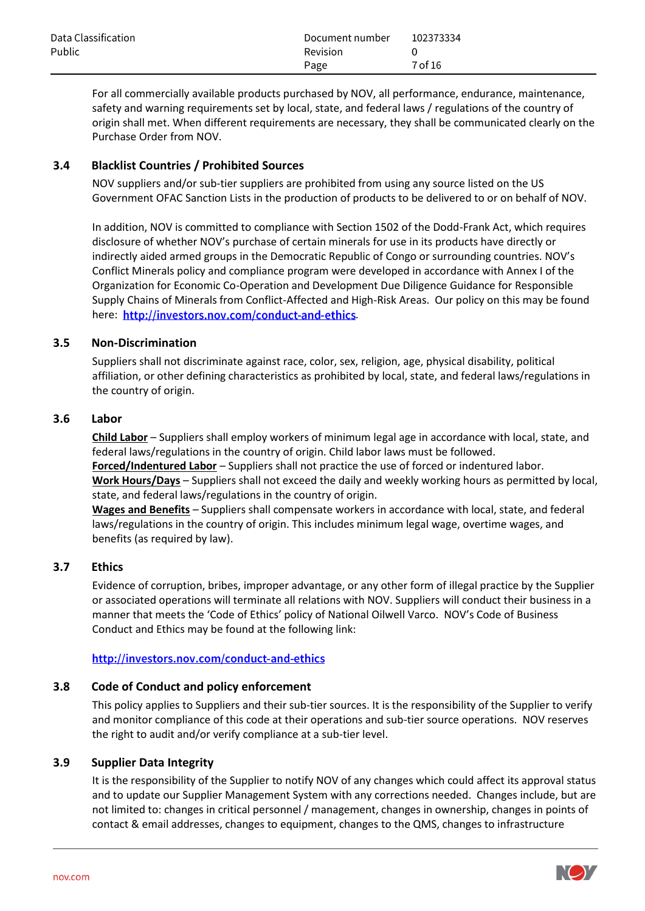For all commercially available products purchased by NOV, all performance, endurance, maintenance, safety and warning requirements set by local, state, and federal laws / regulations of the country of origin shall met. When different requirements are necessary, they shall be communicated clearly on the Purchase Order from NOV.

### 3.4 Blacklist Countries / Prohibited Sources

NOV suppliers and/or sub-tier suppliers are prohibited from using any source listed on the US Government OFAC Sanction Lists in the production of products to be delivered to or on behalf of NOV.

In addition, NOV is committed to compliance with Section 1502 of the Dodd-Frank Act, which requires disclosure of whether NOV's purchase of certain minerals for use in its products have directly or indirectly aided armed groups in the Democratic Republic of Congo or surrounding countries. NOV's Conflict Minerals policy and compliance program were developed in accordance with Annex I of the Organization for Economic Co-Operation and Development Due Diligence Guidance for Responsible Supply Chains of Minerals from Conflict-Affected and High-Risk Areas. Our policy on this may be found here: **http://investors.nov.com/conduct-and-ethics**.

### 3.5 Non-Discrimination

Suppliers shall not discriminate against race, color, sex, religion, age, physical disability, political affiliation, or other defining characteristics as prohibited by local, state, and federal laws/regulations in the country of origin.

### 3.6 Labor

**Child Labor** – Suppliers shall employ workers of minimum legal age in accordance with local, state, and federal laws/regulations in the country of origin. Child labor laws must be followed.
**Forced/Indentured Labor** – Suppliers shall not practice the use of forced or indentured labor.
**Work Hours/Days** – Suppliers shall not exceed the daily and weekly working hours as permitted by local, state, and federal laws/regulations in the country of origin.
**Wages and Benefits** – Suppliers shall compensate workers in accordance with local, state, and federal laws/regulations in the country of origin. This includes minimum legal wage, overtime wages, and benefits (as required by law).

### 3.7 Ethics

Evidence of corruption, bribes, improper advantage, or any other form of illegal practice by the Supplier or associated operations will terminate all relations with NOV. Suppliers will conduct their business in a manner that meets the 'Code of Ethics' policy of National Oilwell Varco. NOV's Code of Business Conduct and Ethics may be found at the following link:

**http://investors.nov.com/conduct-and-ethics**

### 3.8 Code of Conduct and policy enforcement

This policy applies to Suppliers and their sub-tier sources. It is the responsibility of the Supplier to verify and monitor compliance of this code at their operations and sub-tier source operations. NOV reserves the right to audit and/or verify compliance at a sub-tier level.

### 3.9 Supplier Data Integrity

It is the responsibility of the Supplier to notify NOV of any changes which could affect its approval status and to update our Supplier Management System with any corrections needed. Changes include, but are not limited to: changes in critical personnel / management, changes in ownership, changes in points of contact & email addresses, changes to equipment, changes to the QMS, changes to infrastructure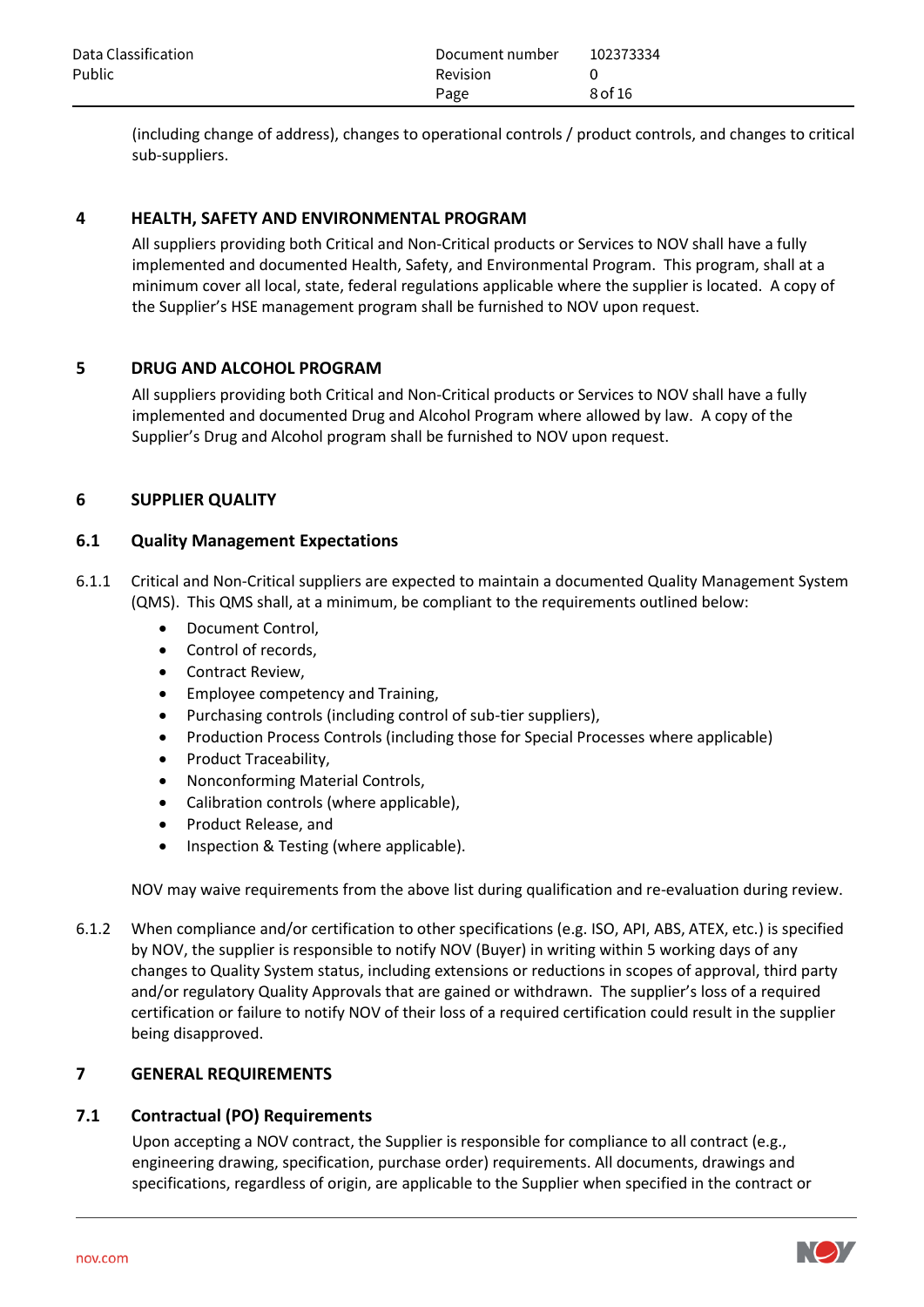(including change of address), changes to operational controls / product controls, and changes to critical sub-suppliers.

## 4 HEALTH, SAFETY AND ENVIRONMENTAL PROGRAM

All suppliers providing both Critical and Non-Critical products or Services to NOV shall have a fully implemented and documented Health, Safety, and Environmental Program. This program, shall at a minimum cover all local, state, federal regulations applicable where the supplier is located. A copy of the Supplier's HSE management program shall be furnished to NOV upon request.

## 5 DRUG AND ALCOHOL PROGRAM

All suppliers providing both Critical and Non-Critical products or Services to NOV shall have a fully implemented and documented Drug and Alcohol Program where allowed by law. A copy of the Supplier's Drug and Alcohol program shall be furnished to NOV upon request.

## 6 SUPPLIER QUALITY

### 6.1 Quality Management Expectations

6.1.1 Critical and Non-Critical suppliers are expected to maintain a documented Quality Management System (QMS). This QMS shall, at a minimum, be compliant to the requirements outlined below:

- Document Control,
- Control of records,
- Contract Review,
- Employee competency and Training,
- Purchasing controls (including control of sub-tier suppliers),
- Production Process Controls (including those for Special Processes where applicable)
- Product Traceability,
- Nonconforming Material Controls,
- Calibration controls (where applicable),
- Product Release, and
- Inspection & Testing (where applicable).

NOV may waive requirements from the above list during qualification and re-evaluation during review.

6.1.2 When compliance and/or certification to other specifications (e.g. ISO, API, ABS, ATEX, etc.) is specified by NOV, the supplier is responsible to notify NOV (Buyer) in writing within 5 working days of any changes to Quality System status, including extensions or reductions in scopes of approval, third party and/or regulatory Quality Approvals that are gained or withdrawn. The supplier's loss of a required certification or failure to notify NOV of their loss of a required certification could result in the supplier being disapproved.

## 7 GENERAL REQUIREMENTS

### 7.1 Contractual (PO) Requirements

Upon accepting a NOV contract, the Supplier is responsible for compliance to all contract (e.g., engineering drawing, specification, purchase order) requirements. All documents, drawings and specifications, regardless of origin, are applicable to the Supplier when specified in the contract or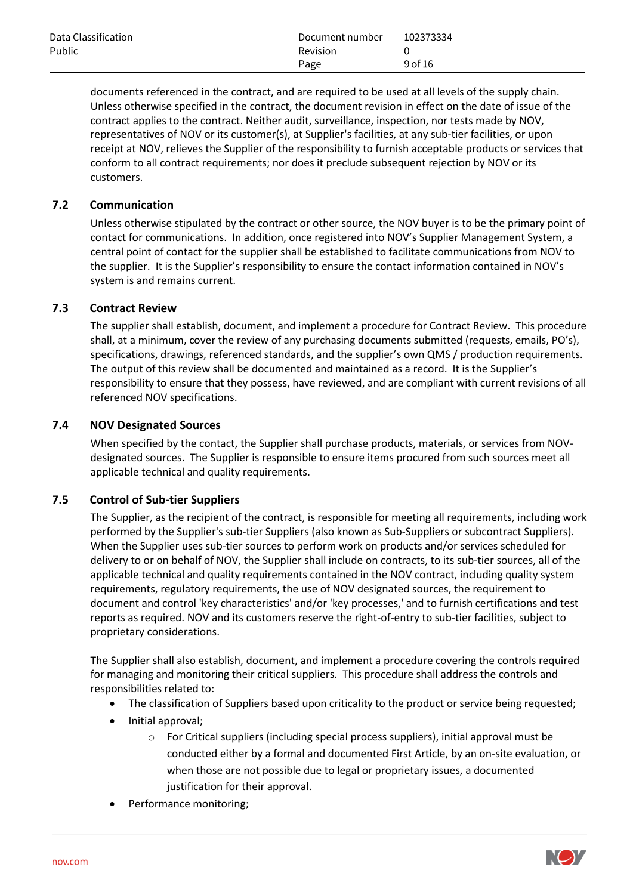documents referenced in the contract, and are required to be used at all levels of the supply chain. Unless otherwise specified in the contract, the document revision in effect on the date of issue of the contract applies to the contract. Neither audit, surveillance, inspection, nor tests made by NOV, representatives of NOV or its customer(s), at Supplier's facilities, at any sub-tier facilities, or upon receipt at NOV, relieves the Supplier of the responsibility to furnish acceptable products or services that conform to all contract requirements; nor does it preclude subsequent rejection by NOV or its customers.

### 7.2 Communication

Unless otherwise stipulated by the contract or other source, the NOV buyer is to be the primary point of contact for communications. In addition, once registered into NOV's Supplier Management System, a central point of contact for the supplier shall be established to facilitate communications from NOV to the supplier. It is the Supplier's responsibility to ensure the contact information contained in NOV's system is and remains current.

### 7.3 Contract Review

The supplier shall establish, document, and implement a procedure for Contract Review. This procedure shall, at a minimum, cover the review of any purchasing documents submitted (requests, emails, PO's), specifications, drawings, referenced standards, and the supplier's own QMS / production requirements. The output of this review shall be documented and maintained as a record. It is the Supplier's responsibility to ensure that they possess, have reviewed, and are compliant with current revisions of all referenced NOV specifications.

### 7.4 NOV Designated Sources

When specified by the contact, the Supplier shall purchase products, materials, or services from NOV-designated sources. The Supplier is responsible to ensure items procured from such sources meet all applicable technical and quality requirements.

### 7.5 Control of Sub-tier Suppliers

The Supplier, as the recipient of the contract, is responsible for meeting all requirements, including work performed by the Supplier's sub-tier Suppliers (also known as Sub-Suppliers or subcontract Suppliers). When the Supplier uses sub-tier sources to perform work on products and/or services scheduled for delivery to or on behalf of NOV, the Supplier shall include on contracts, to its sub-tier sources, all of the applicable technical and quality requirements contained in the NOV contract, including quality system requirements, regulatory requirements, the use of NOV designated sources, the requirement to document and control 'key characteristics' and/or 'key processes,' and to furnish certifications and test reports as required. NOV and its customers reserve the right-of-entry to sub-tier facilities, subject to proprietary considerations.

The Supplier shall also establish, document, and implement a procedure covering the controls required for managing and monitoring their critical suppliers. This procedure shall address the controls and responsibilities related to:

- The classification of Suppliers based upon criticality to the product or service being requested;
- Initial approval;
  - For Critical suppliers (including special process suppliers), initial approval must be conducted either by a formal and documented First Article, by an on-site evaluation, or when those are not possible due to legal or proprietary issues, a documented justification for their approval.
- Performance monitoring;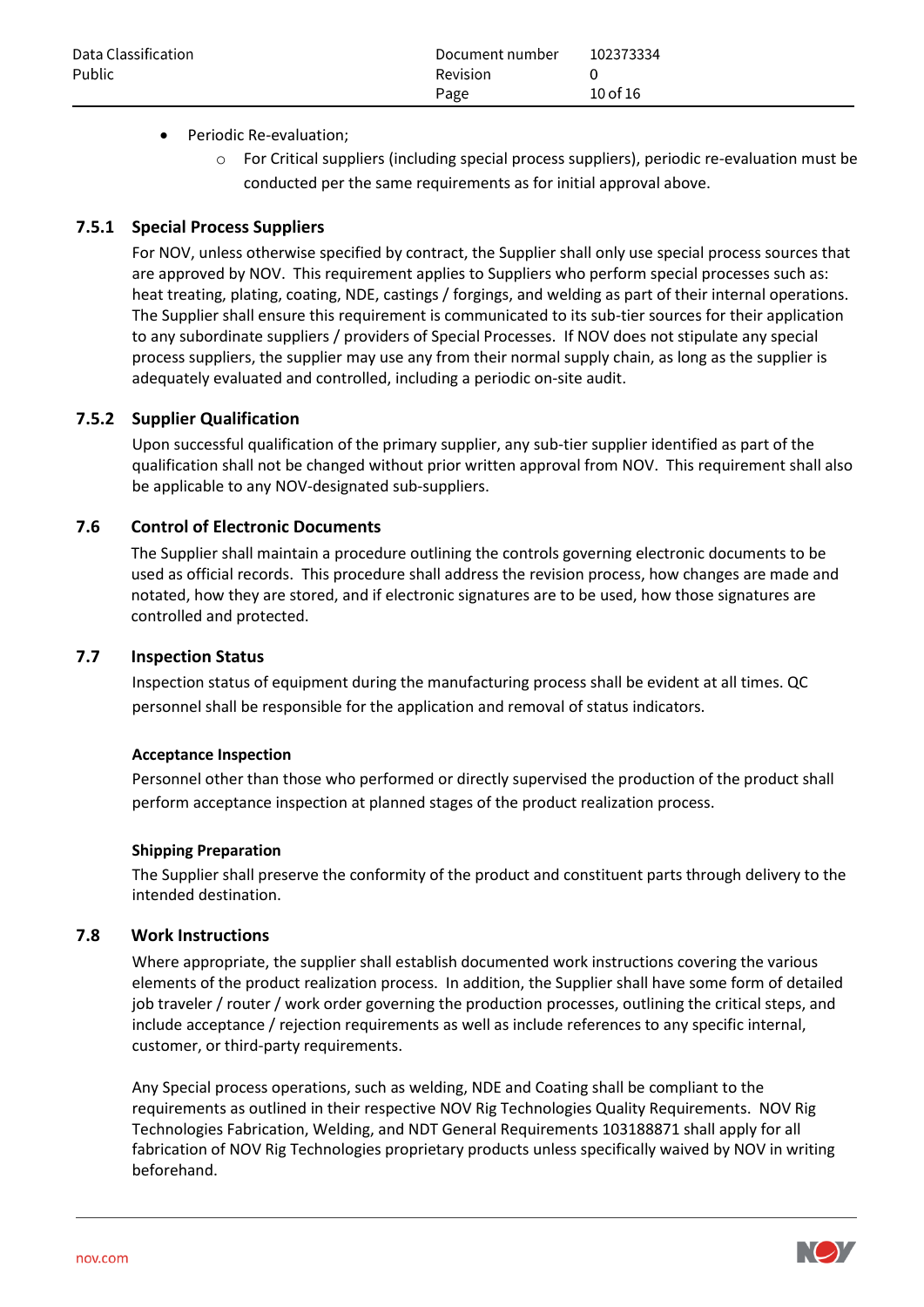- Periodic Re-evaluation;
    - For Critical suppliers (including special process suppliers), periodic re-evaluation must be conducted per the same requirements as for initial approval above.

### 7.5.1 Special Process Suppliers

For NOV, unless otherwise specified by contract, the Supplier shall only use special process sources that are approved by NOV. This requirement applies to Suppliers who perform special processes such as: heat treating, plating, coating, NDE, castings / forgings, and welding as part of their internal operations. The Supplier shall ensure this requirement is communicated to its sub-tier sources for their application to any subordinate suppliers / providers of Special Processes. If NOV does not stipulate any special process suppliers, the supplier may use any from their normal supply chain, as long as the supplier is adequately evaluated and controlled, including a periodic on-site audit.

### 7.5.2 Supplier Qualification

Upon successful qualification of the primary supplier, any sub-tier supplier identified as part of the qualification shall not be changed without prior written approval from NOV. This requirement shall also be applicable to any NOV-designated sub-suppliers.

## 7.6 Control of Electronic Documents

The Supplier shall maintain a procedure outlining the controls governing electronic documents to be used as official records. This procedure shall address the revision process, how changes are made and notated, how they are stored, and if electronic signatures are to be used, how those signatures are controlled and protected.

## 7.7 Inspection Status

Inspection status of equipment during the manufacturing process shall be evident at all times. QC personnel shall be responsible for the application and removal of status indicators.

**Acceptance Inspection**

Personnel other than those who performed or directly supervised the production of the product shall perform acceptance inspection at planned stages of the product realization process.

**Shipping Preparation**

The Supplier shall preserve the conformity of the product and constituent parts through delivery to the intended destination.

## 7.8 Work Instructions

Where appropriate, the supplier shall establish documented work instructions covering the various elements of the product realization process. In addition, the Supplier shall have some form of detailed job traveler / router / work order governing the production processes, outlining the critical steps, and include acceptance / rejection requirements as well as include references to any specific internal, customer, or third-party requirements.

Any Special process operations, such as welding, NDE and Coating shall be compliant to the requirements as outlined in their respective NOV Rig Technologies Quality Requirements. NOV Rig Technologies Fabrication, Welding, and NDT General Requirements 103188871 shall apply for all fabrication of NOV Rig Technologies proprietary products unless specifically waived by NOV in writing beforehand.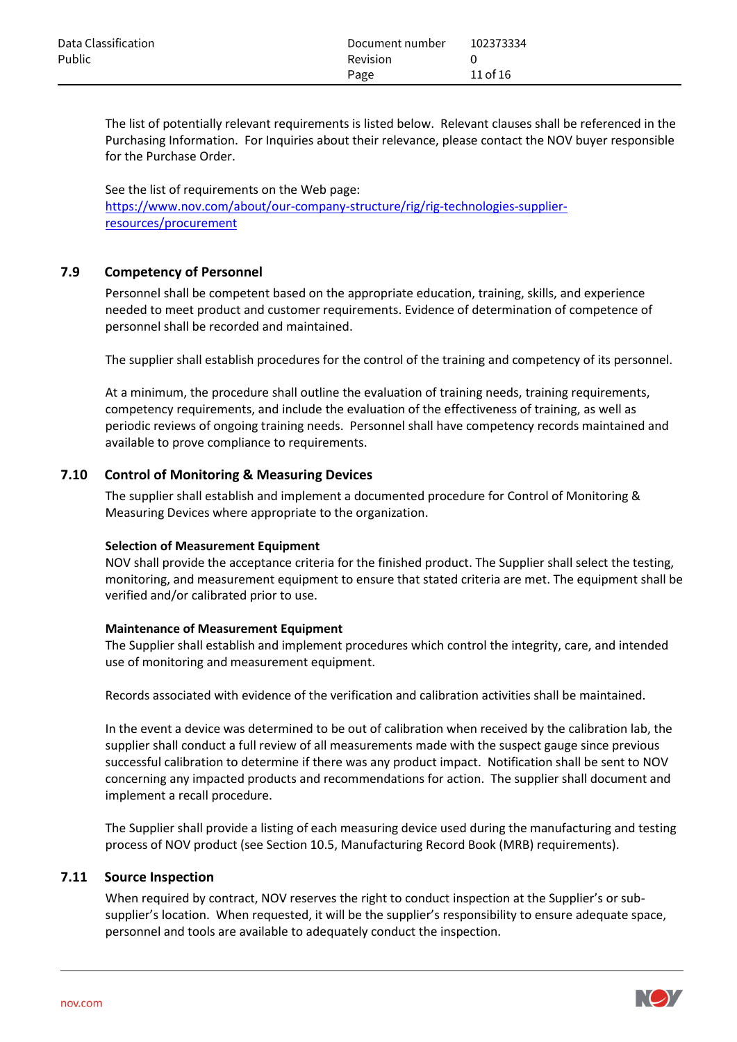The list of potentially relevant requirements is listed below. Relevant clauses shall be referenced in the Purchasing Information. For Inquiries about their relevance, please contact the NOV buyer responsible for the Purchase Order.

See the list of requirements on the Web page:
[https://www.nov.com/about/our-company-structure/rig/rig-technologies-supplier-resources/procurement](https://www.nov.com/about/our-company-structure/rig/rig-technologies-supplier-resources/procurement)

## 7.9 Competency of Personnel

Personnel shall be competent based on the appropriate education, training, skills, and experience needed to meet product and customer requirements. Evidence of determination of competence of personnel shall be recorded and maintained.

The supplier shall establish procedures for the control of the training and competency of its personnel.

At a minimum, the procedure shall outline the evaluation of training needs, training requirements, competency requirements, and include the evaluation of the effectiveness of training, as well as periodic reviews of ongoing training needs. Personnel shall have competency records maintained and available to prove compliance to requirements.

## 7.10 Control of Monitoring & Measuring Devices

The supplier shall establish and implement a documented procedure for Control of Monitoring & Measuring Devices where appropriate to the organization.

**Selection of Measurement Equipment**
NOV shall provide the acceptance criteria for the finished product. The Supplier shall select the testing, monitoring, and measurement equipment to ensure that stated criteria are met. The equipment shall be verified and/or calibrated prior to use.

**Maintenance of Measurement Equipment**
The Supplier shall establish and implement procedures which control the integrity, care, and intended use of monitoring and measurement equipment.

Records associated with evidence of the verification and calibration activities shall be maintained.

In the event a device was determined to be out of calibration when received by the calibration lab, the supplier shall conduct a full review of all measurements made with the suspect gauge since previous successful calibration to determine if there was any product impact. Notification shall be sent to NOV concerning any impacted products and recommendations for action. The supplier shall document and implement a recall procedure.

The Supplier shall provide a listing of each measuring device used during the manufacturing and testing process of NOV product (see Section 10.5, Manufacturing Record Book (MRB) requirements).

## 7.11 Source Inspection

When required by contract, NOV reserves the right to conduct inspection at the Supplier's or sub-supplier's location. When requested, it will be the supplier's responsibility to ensure adequate space, personnel and tools are available to adequately conduct the inspection.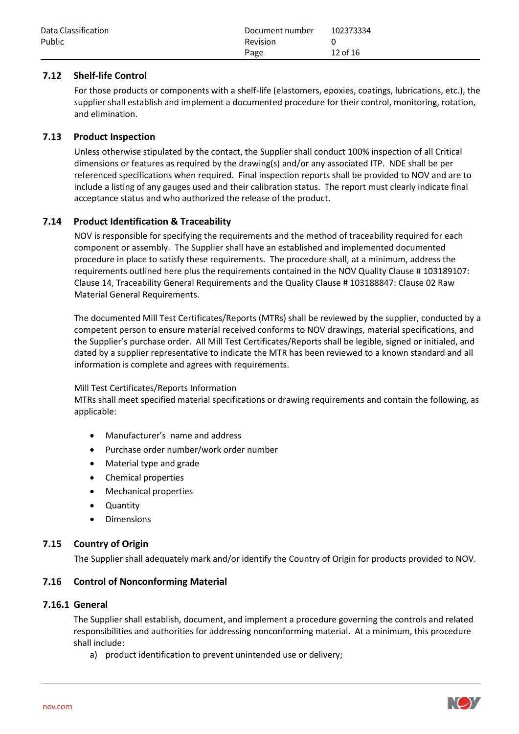## 7.12 Shelf-life Control

For those products or components with a shelf-life (elastomers, epoxies, coatings, lubrications, etc.), the supplier shall establish and implement a documented procedure for their control, monitoring, rotation, and elimination.

## 7.13 Product Inspection

Unless otherwise stipulated by the contact, the Supplier shall conduct 100% inspection of all Critical dimensions or features as required by the drawing(s) and/or any associated ITP. NDE shall be per referenced specifications when required. Final inspection reports shall be provided to NOV and are to include a listing of any gauges used and their calibration status. The report must clearly indicate final acceptance status and who authorized the release of the product.

## 7.14 Product Identification & Traceability

NOV is responsible for specifying the requirements and the method of traceability required for each component or assembly. The Supplier shall have an established and implemented documented procedure in place to satisfy these requirements. The procedure shall, at a minimum, address the requirements outlined here plus the requirements contained in the NOV Quality Clause # 103189107: Clause 14, Traceability General Requirements and the Quality Clause # 103188847: Clause 02 Raw Material General Requirements.

The documented Mill Test Certificates/Reports (MTRs) shall be reviewed by the supplier, conducted by a competent person to ensure material received conforms to NOV drawings, material specifications, and the Supplier's purchase order. All Mill Test Certificates/Reports shall be legible, signed or initialed, and dated by a supplier representative to indicate the MTR has been reviewed to a known standard and all information is complete and agrees with requirements.

Mill Test Certificates/Reports Information

MTRs shall meet specified material specifications or drawing requirements and contain the following, as applicable:

- Manufacturer's name and address
- Purchase order number/work order number
- Material type and grade
- Chemical properties
- Mechanical properties
- Quantity
- Dimensions

## 7.15 Country of Origin

The Supplier shall adequately mark and/or identify the Country of Origin for products provided to NOV.

## 7.16 Control of Nonconforming Material

### 7.16.1 General

The Supplier shall establish, document, and implement a procedure governing the controls and related responsibilities and authorities for addressing nonconforming material. At a minimum, this procedure shall include:

a) product identification to prevent unintended use or delivery;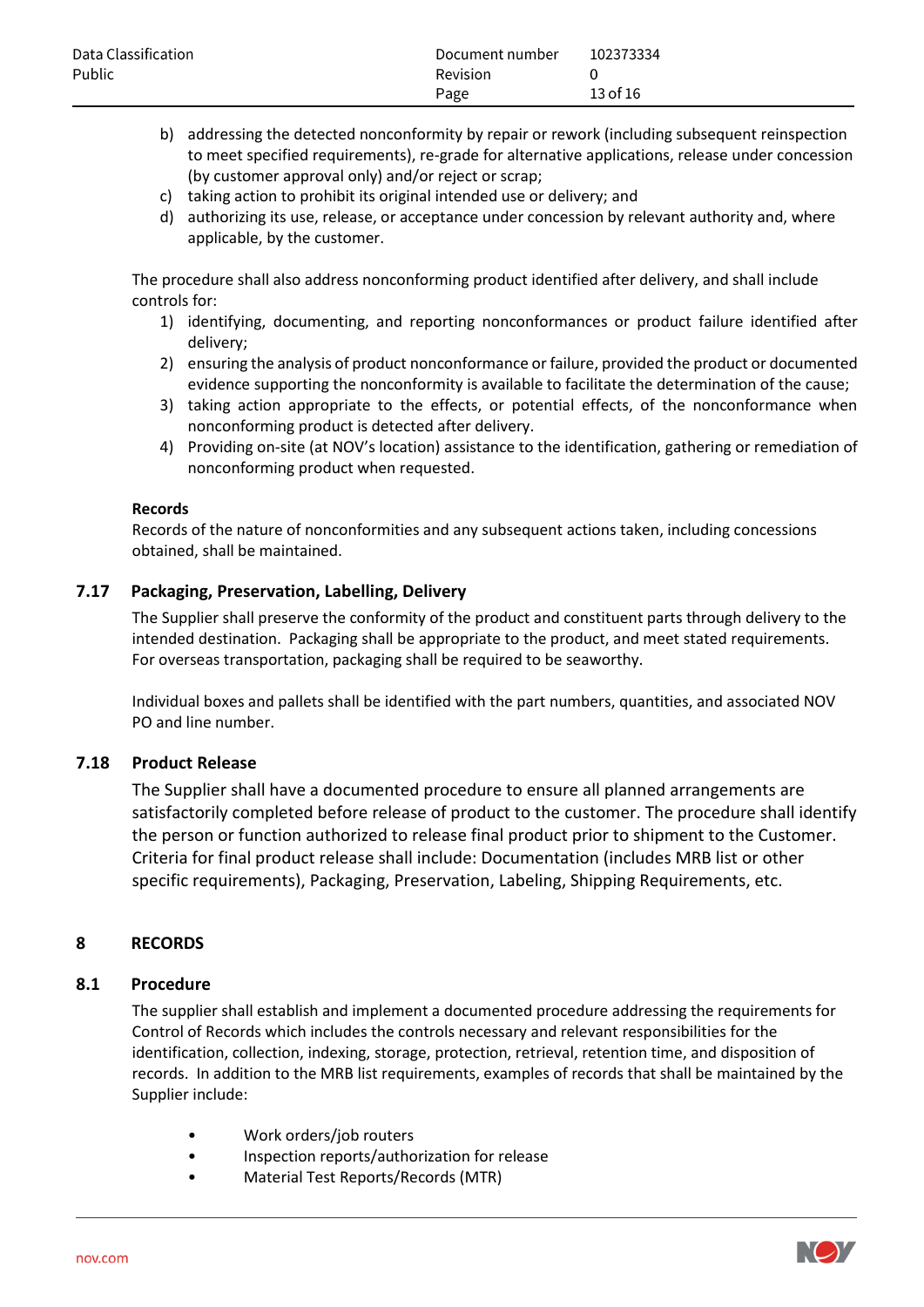b) addressing the detected nonconformity by repair or rework (including subsequent reinspection to meet specified requirements), re-grade for alternative applications, release under concession (by customer approval only) and/or reject or scrap;
c) taking action to prohibit its original intended use or delivery; and
d) authorizing its use, release, or acceptance under concession by relevant authority and, where applicable, by the customer.

The procedure shall also address nonconforming product identified after delivery, and shall include controls for:

1) identifying, documenting, and reporting nonconformances or product failure identified after delivery;
2) ensuring the analysis of product nonconformance or failure, provided the product or documented evidence supporting the nonconformity is available to facilitate the determination of the cause;
3) taking action appropriate to the effects, or potential effects, of the nonconformance when nonconforming product is detected after delivery.
4) Providing on-site (at NOV's location) assistance to the identification, gathering or remediation of nonconforming product when requested.

**Records**

Records of the nature of nonconformities and any subsequent actions taken, including concessions obtained, shall be maintained.

### 7.17 Packaging, Preservation, Labelling, Delivery

The Supplier shall preserve the conformity of the product and constituent parts through delivery to the intended destination. Packaging shall be appropriate to the product, and meet stated requirements. For overseas transportation, packaging shall be required to be seaworthy.

Individual boxes and pallets shall be identified with the part numbers, quantities, and associated NOV PO and line number.

### 7.18 Product Release

The Supplier shall have a documented procedure to ensure all planned arrangements are satisfactorily completed before release of product to the customer. The procedure shall identify the person or function authorized to release final product prior to shipment to the Customer. Criteria for final product release shall include: Documentation (includes MRB list or other specific requirements), Packaging, Preservation, Labeling, Shipping Requirements, etc.

## 8 RECORDS

### 8.1 Procedure

The supplier shall establish and implement a documented procedure addressing the requirements for Control of Records which includes the controls necessary and relevant responsibilities for the identification, collection, indexing, storage, protection, retrieval, retention time, and disposition of records. In addition to the MRB list requirements, examples of records that shall be maintained by the Supplier include:

- Work orders/job routers
- Inspection reports/authorization for release
- Material Test Reports/Records (MTR)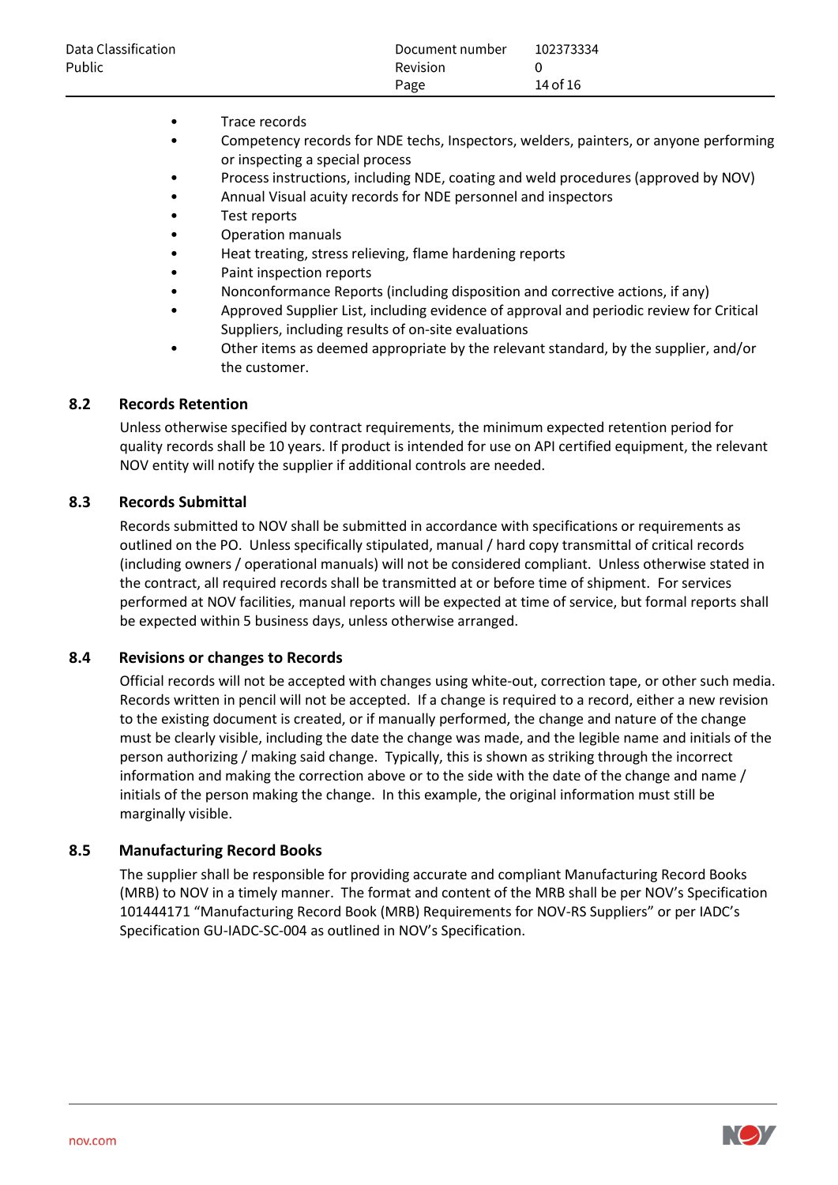- Trace records
- Competency records for NDE techs, Inspectors, welders, painters, or anyone performing or inspecting a special process
- Process instructions, including NDE, coating and weld procedures (approved by NOV)
- Annual Visual acuity records for NDE personnel and inspectors
- Test reports
- Operation manuals
- Heat treating, stress relieving, flame hardening reports
- Paint inspection reports
- Nonconformance Reports (including disposition and corrective actions, if any)
- Approved Supplier List, including evidence of approval and periodic review for Critical Suppliers, including results of on-site evaluations
- Other items as deemed appropriate by the relevant standard, by the supplier, and/or the customer.

### 8.2 Records Retention

Unless otherwise specified by contract requirements, the minimum expected retention period for quality records shall be 10 years. If product is intended for use on API certified equipment, the relevant NOV entity will notify the supplier if additional controls are needed.

### 8.3 Records Submittal

Records submitted to NOV shall be submitted in accordance with specifications or requirements as outlined on the PO. Unless specifically stipulated, manual / hard copy transmittal of critical records (including owners / operational manuals) will not be considered compliant. Unless otherwise stated in the contract, all required records shall be transmitted at or before time of shipment. For services performed at NOV facilities, manual reports will be expected at time of service, but formal reports shall be expected within 5 business days, unless otherwise arranged.

### 8.4 Revisions or changes to Records

Official records will not be accepted with changes using white-out, correction tape, or other such media. Records written in pencil will not be accepted. If a change is required to a record, either a new revision to the existing document is created, or if manually performed, the change and nature of the change must be clearly visible, including the date the change was made, and the legible name and initials of the person authorizing / making said change. Typically, this is shown as striking through the incorrect information and making the correction above or to the side with the date of the change and name / initials of the person making the change. In this example, the original information must still be marginally visible.

### 8.5 Manufacturing Record Books

The supplier shall be responsible for providing accurate and compliant Manufacturing Record Books (MRB) to NOV in a timely manner. The format and content of the MRB shall be per NOV's Specification 101444171 "Manufacturing Record Book (MRB) Requirements for NOV-RS Suppliers" or per IADC's Specification GU-IADC-SC-004 as outlined in NOV's Specification.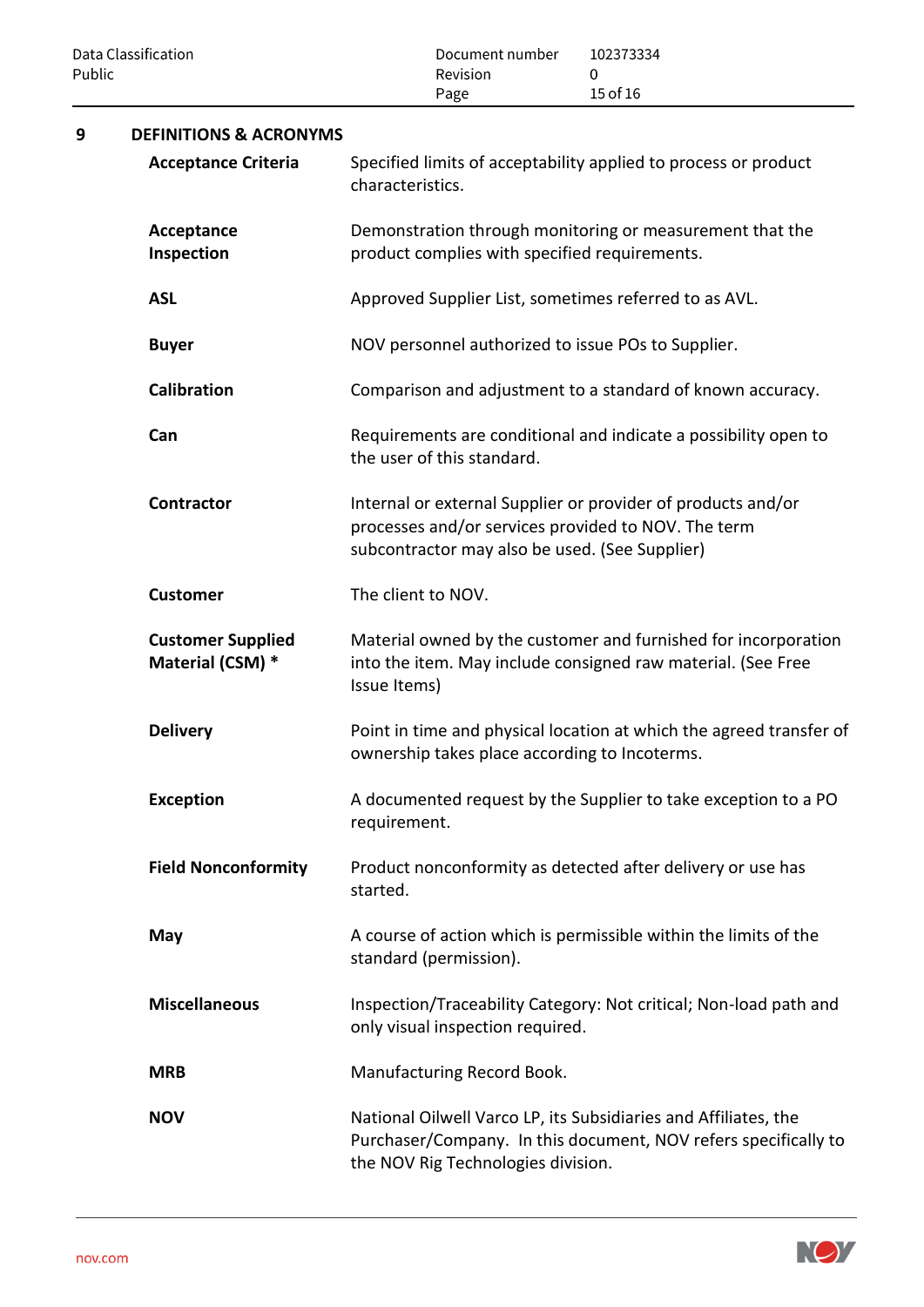## 9 DEFINITIONS & ACRONYMS

| Term | Definition |
| --- | --- |
| **Acceptance Criteria** | Specified limits of acceptability applied to process or product characteristics. |
| **Acceptance Inspection** | Demonstration through monitoring or measurement that the product complies with specified requirements. |
| **ASL** | Approved Supplier List, sometimes referred to as AVL. |
| **Buyer** | NOV personnel authorized to issue POs to Supplier. |
| **Calibration** | Comparison and adjustment to a standard of known accuracy. |
| **Can** | Requirements are conditional and indicate a possibility open to the user of this standard. |
| **Contractor** | Internal or external Supplier or provider of products and/or processes and/or services provided to NOV. The term subcontractor may also be used. (See Supplier) |
| **Customer** | The client to NOV. |
| **Customer Supplied Material (CSM) *** | Material owned by the customer and furnished for incorporation into the item. May include consigned raw material. (See Free Issue Items) |
| **Delivery** | Point in time and physical location at which the agreed transfer of ownership takes place according to Incoterms. |
| **Exception** | A documented request by the Supplier to take exception to a PO requirement. |
| **Field Nonconformity** | Product nonconformity as detected after delivery or use has started. |
| **May** | A course of action which is permissible within the limits of the standard (permission). |
| **Miscellaneous** | Inspection/Traceability Category: Not critical; Non-load path and only visual inspection required. |
| **MRB** | Manufacturing Record Book. |
| **NOV** | National Oilwell Varco LP, its Subsidiaries and Affiliates, the Purchaser/Company. In this document, NOV refers specifically to the NOV Rig Technologies division. |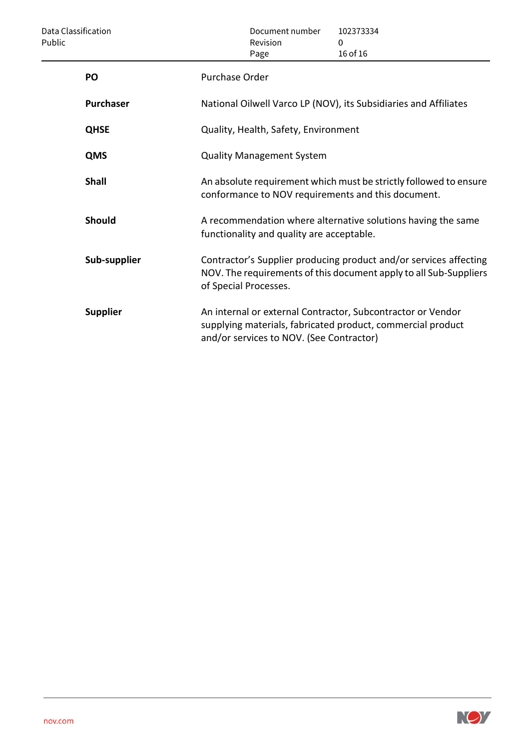| | |
|---|---|
| **PO** | Purchase Order |
| **Purchaser** | National Oilwell Varco LP (NOV), its Subsidiaries and Affiliates |
| **QHSE** | Quality, Health, Safety, Environment |
| **QMS** | Quality Management System |
| **Shall** | An absolute requirement which must be strictly followed to ensure conformance to NOV requirements and this document. |
| **Should** | A recommendation where alternative solutions having the same functionality and quality are acceptable. |
| **Sub-supplier** | Contractor's Supplier producing product and/or services affecting NOV. The requirements of this document apply to all Sub-Suppliers of Special Processes. |
| **Supplier** | An internal or external Contractor, Subcontractor or Vendor supplying materials, fabricated product, commercial product and/or services to NOV. (See Contractor) |